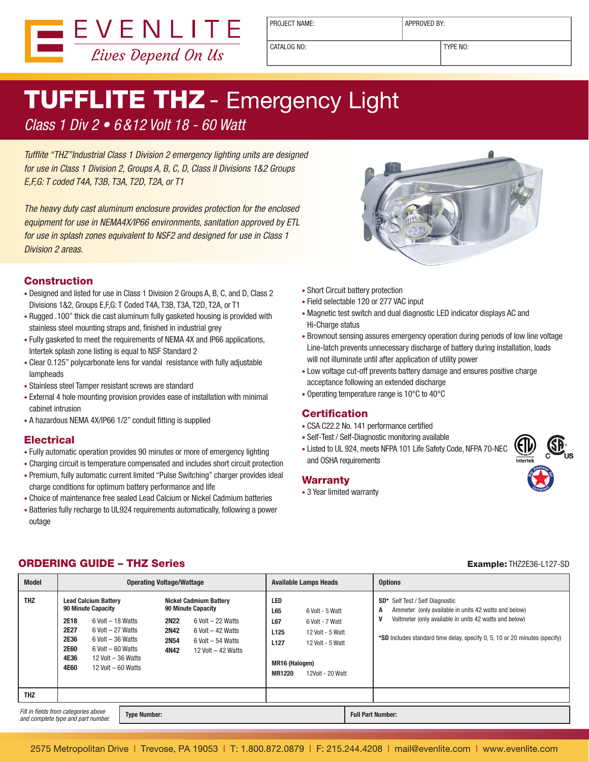EVENLITE

*Lives Depend On Us*

| PROJECT NAME: | APPROVED BY: |
|---|---|
| CATALOG NO: | TYPE NO: |

# TUFFLITE THZ - Emergency Light

*Class 1 Div 2 • 6 &12 Volt 18 - 60 Watt*

*Tufflite "THZ"Industrial Class 1 Division 2 emergency lighting units are designed for use in Class 1 Division 2, Groups A, B, C, D, Class II Divisions 1&2 Groups E,F,G: T coded T4A, T3B, T3A, T2D, T2A, or T1*

*The heavy duty cast aluminum enclosure provides protection for the enclosed equipment for use in NEMA4X/IP66 environments, sanitation approved by ETL for use in splash zones equivalent to NSF2 and designed for use in Class 1 Division 2 areas.*

## Construction

- Designed and listed for use in Class 1 Division 2 Groups A, B, C, and D, Class 2 Divisions 1&2, Groups E,F,G: T Coded T4A, T3B, T3A, T2D, T2A, or T1
- Rugged .100" thick die cast aluminum fully gasketed housing is provided with stainless steel mounting straps and, finished in industrial grey
- Fully gasketed to meet the requirements of NEMA 4X and IP66 applications, Intertek splash zone listing is equal to NSF Standard 2
- Clear 0.125" polycarbonate lens for vandal resistance with fully adjustable lampheads
- Stainless steel Tamper resistant screws are standard
- External 4 hole mounting provision provides ease of installation with minimal cabinet intrusion
- A hazardous NEMA 4X/IP66 1/2" conduit fitting is supplied

## Electrical

- Fully automatic operation provides 90 minutes or more of emergency lighting
- Charging circuit is temperature compensated and includes short circuit protection
- Premium, fully automatic current limited "Pulse Switching" charger provides ideal charge conditions for optimum battery performance and life
- Choice of maintenance free sealed Lead Calcium or Nickel Cadmium batteries
- Batteries fully recharge to UL924 requirements automatically, following a power outage
- Short Circuit battery protection
- Field selectable 120 or 277 VAC input
- Magnetic test switch and dual diagnostic LED indicator displays AC and Hi-Charge status
- Brownout sensing assures emergency operation during periods of low line voltage Line-latch prevents unnecessary discharge of battery during installation, loads will not illuminate until after application of utility power
- Low voltage cut-off prevents battery damage and ensures positive charge acceptance following an extended discharge
- Operating temperature range is 10°C to 40°C

## Certification

- CSA C22.2 No. 141 performance certified
- Self-Test / Self-Diagnostic monitoring available
- Listed to UL 924, meets NFPA 101 Life Safety Code, NFPA 70-NEC and OSHA requirements

## Warranty

- 3 Year limited warranty

## ORDERING GUIDE – THZ Series

**Example:** THZ2E36-L127-SD

| Model | Operating Voltage/Wattage | | Available Lamps Heads | Options |
|---|---|---|---|---|
| THZ | **Lead Calcium Battery 90 Minute Capacity**<br>**2E18** 6 Volt – 18 Watts<br>**2E27** 6 Volt – 27 Watts<br>**2E36** 6 Volt – 36 Watts<br>**2E60** 6 Volt – 60 Watts<br>**4E36** 12 Volt – 36 Watts<br>**4E60** 12 Volt – 60 Watts | **Nickel Cadmium Battery 90 Minute Capacity**<br>**2N22** 6 Volt – 22 Watts<br>**2N42** 6 Volt – 42 Watts<br>**2N54** 6 Volt – 54 Watts<br>**4N42** 12 Volt – 42 Watts | **LED**<br>**L65** 6 Volt - 5 Watt<br>**L67** 6 Volt - 7 Watt<br>**L125** 12 Volt - 5 Watt<br>**L127** 12 Volt - 5 Watt<br><br>**MR16 (Halogen)**<br>**MR1220** 12Volt - 20 Watt | **SD*** Self Test / Self Diagnostic<br>**A** Ammeter (only available in units 42 watts and below)<br>**V** Voltmeter (only available in units 42 watts and below)<br><br>***SD** Includes standard time delay, specify 0, 5, 10 or 20 minutes (specify) |
| THZ | | | | |

| *Fill in fields from categories above and complete type and part number.* | **Type Number:** | **Full Part Number:** |
|---|---|---|

2575 Metropolitan Drive | Trevose, PA 19053 | T: 1.800.872.0879 | F: 215.244.4208 | mail@evenlite.com | www.evenlite.com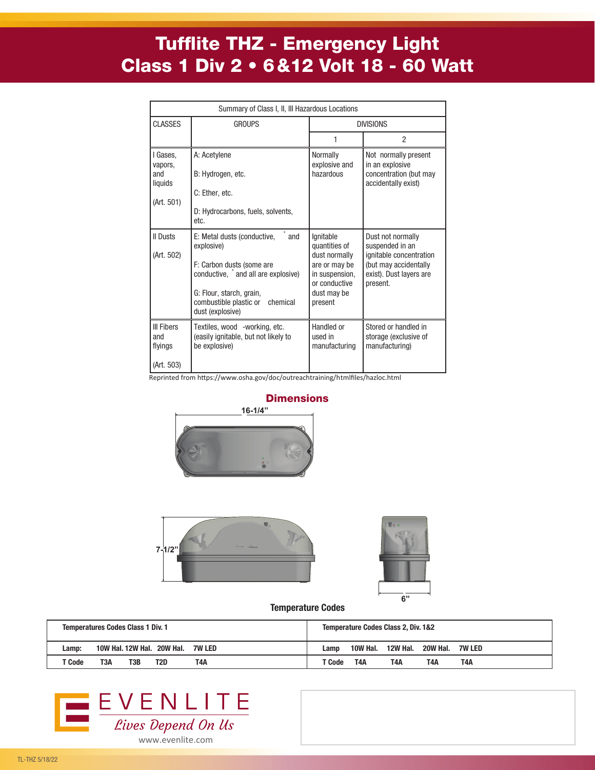# Tufflite THZ - Emergency Light
# Class 1 Div 2 • 6&12 Volt 18 - 60 Watt

| Summary of Class I, II, III Hazardous Locations | | | |
|---|---|---|---|
| CLASSES | GROUPS | DIVISIONS | |
| | | 1 | 2 |
| I Gases, vapors, and liquids (Art. 501) | A: Acetylene<br>B: Hydrogen, etc.<br>C: Ether, etc.<br>D: Hydrocarbons, fuels, solvents, etc. | Normally explosive and hazardous | Not normally present in an explosive concentration (but may accidentally exist) |
| II Dusts (Art. 502) | E: Metal dusts (conductive, * and explosive)<br>F: Carbon dusts (some are conductive, * and all are explosive)<br>G: Flour, starch, grain, combustible plastic or chemical dust (explosive) | Ignitable quantities of dust normally are or may be in suspension, or conductive dust may be present | Dust not normally suspended in an ignitable concentration (but may accidentally exist). Dust layers are present. |
| III Fibers and flyings (Art. 503) | Textiles, wood -working, etc. (easily ignitable, but not likely to be explosive) | Handled or used in manufacturing | Stored or handled in storage (exclusive of manufacturing) |

Reprinted from https://www.osha.gov/doc/outreachtraining/htmlfiles/hazloc.html

## Dimensions

16-1/4"

7-1/2"

6"

### Temperature Codes

| Temperatures Codes Class 1 Div. 1 | | | | |
|---|---|---|---|---|
| Lamp: | 10W Hal. | 12W Hal. | 20W Hal. | 7W LED |
| T Code | T3A | T3B | T2D | T4A |

| Temperature Codes Class 2, Div. 1&2 | | | | |
|---|---|---|---|---|
| Lamp | 10W Hal. | 12W Hal. | 20W Hal. | 7W LED |
| T Code | T4A | T4A | T4A | T4A |

EVENLITE
*Lives Depend On Us*
www.evenlite.com

TL-THZ 5/18/22